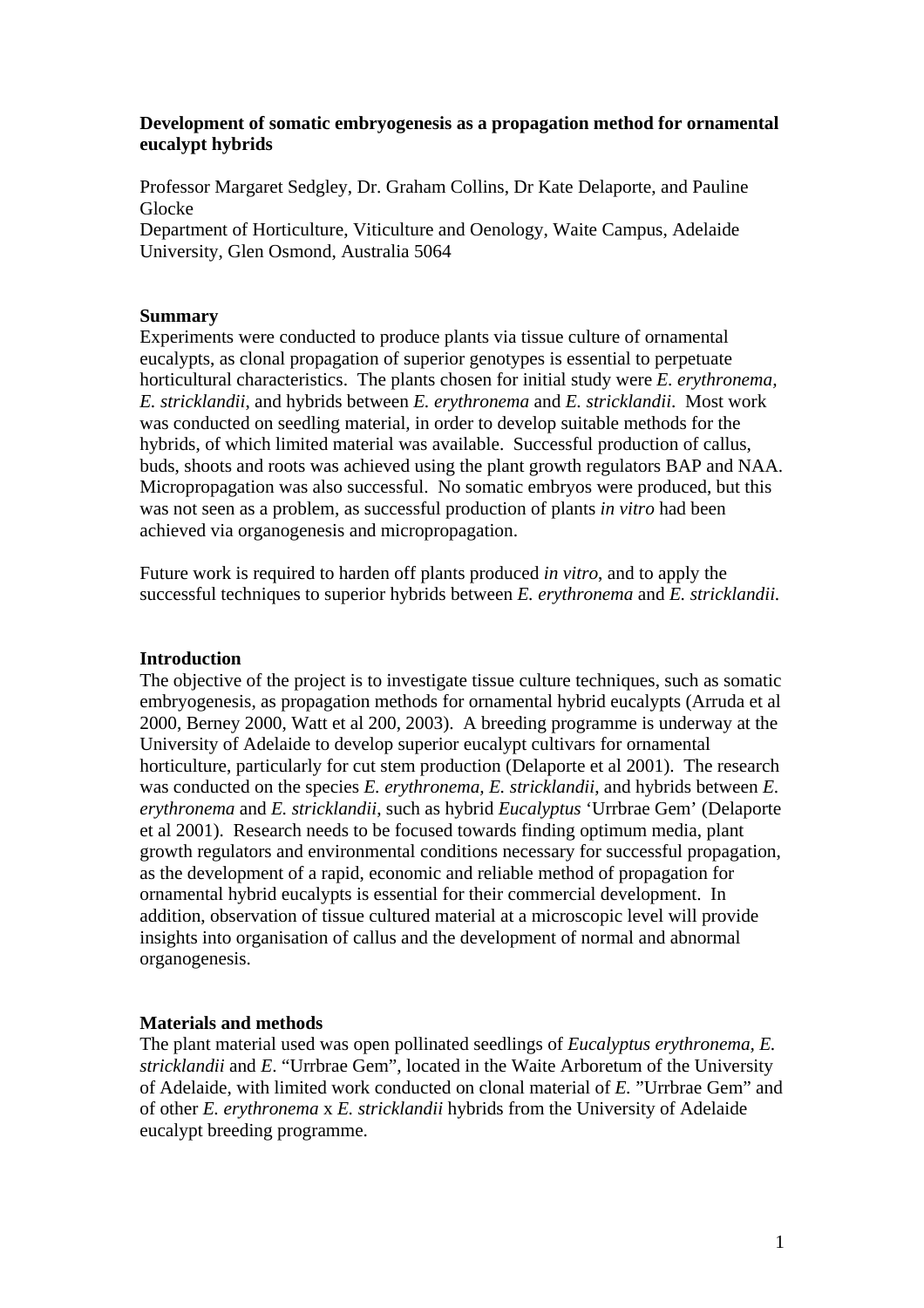**Development of somatic embryogenesis as a propagation method for ornamental eucalypt hybrids**

Professor Margaret Sedgley, Dr. Graham Collins, Dr Kate Delaporte, and Pauline Glocke
Department of Horticulture, Viticulture and Oenology, Waite Campus, Adelaide University, Glen Osmond, Australia 5064

**Summary**

Experiments were conducted to produce plants via tissue culture of ornamental eucalypts, as clonal propagation of superior genotypes is essential to perpetuate horticultural characteristics. The plants chosen for initial study were *E. erythronema, E. stricklandii*, and hybrids between *E. erythronema* and *E. stricklandii*. Most work was conducted on seedling material, in order to develop suitable methods for the hybrids, of which limited material was available. Successful production of callus, buds, shoots and roots was achieved using the plant growth regulators BAP and NAA. Micropropagation was also successful. No somatic embryos were produced, but this was not seen as a problem, as successful production of plants *in vitro* had been achieved via organogenesis and micropropagation.

Future work is required to harden off plants produced *in vitro*, and to apply the successful techniques to superior hybrids between *E. erythronema* and *E. stricklandii.*

**Introduction**

The objective of the project is to investigate tissue culture techniques, such as somatic embryogenesis, as propagation methods for ornamental hybrid eucalypts (Arruda et al 2000, Berney 2000, Watt et al 200, 2003). A breeding programme is underway at the University of Adelaide to develop superior eucalypt cultivars for ornamental horticulture, particularly for cut stem production (Delaporte et al 2001). The research was conducted on the species *E. erythronema, E. stricklandii*, and hybrids between *E. erythronema* and *E. stricklandii*, such as hybrid *Eucalyptus* 'Urrbrae Gem' (Delaporte et al 2001). Research needs to be focused towards finding optimum media, plant growth regulators and environmental conditions necessary for successful propagation, as the development of a rapid, economic and reliable method of propagation for ornamental hybrid eucalypts is essential for their commercial development. In addition, observation of tissue cultured material at a microscopic level will provide insights into organisation of callus and the development of normal and abnormal organogenesis.

**Materials and methods**

The plant material used was open pollinated seedlings of *Eucalyptus erythronema, E. stricklandii* and *E*. "Urrbrae Gem", located in the Waite Arboretum of the University of Adelaide, with limited work conducted on clonal material of *E.* "Urrbrae Gem" and of other *E. erythronema* x *E. stricklandii* hybrids from the University of Adelaide eucalypt breeding programme.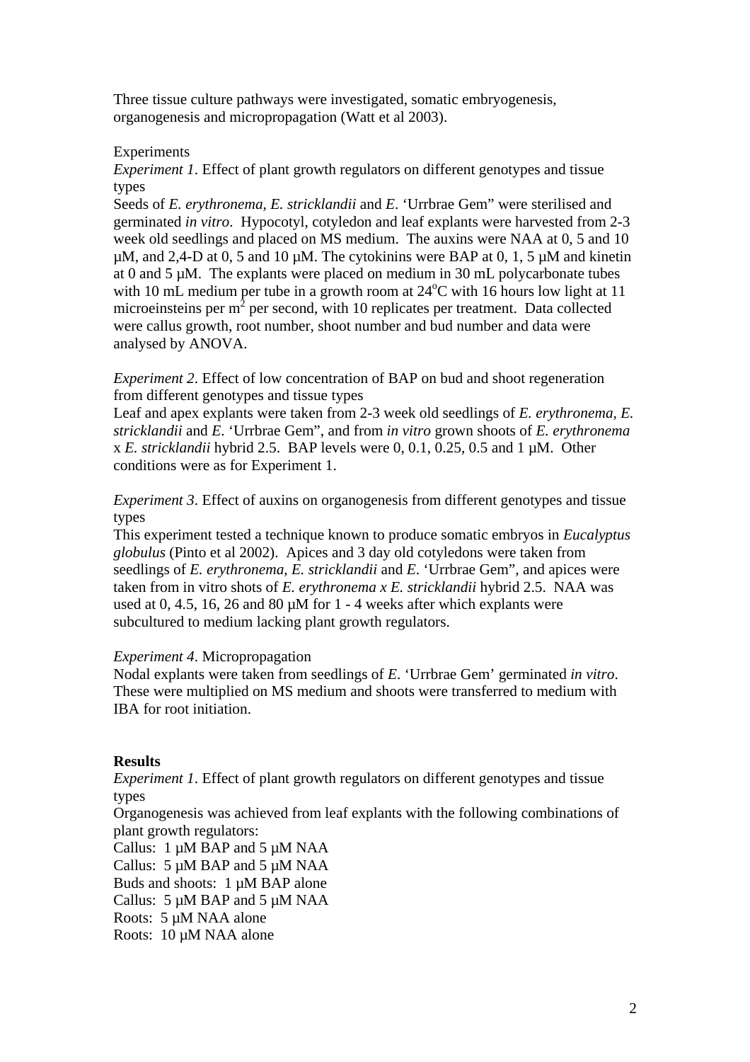Three tissue culture pathways were investigated, somatic embryogenesis, organogenesis and micropropagation (Watt et al 2003).

Experiments

*Experiment 1*. Effect of plant growth regulators on different genotypes and tissue types

Seeds of *E. erythronema, E. stricklandii* and *E*. 'Urrbrae Gem" were sterilised and germinated *in vitro*. Hypocotyl, cotyledon and leaf explants were harvested from 2-3 week old seedlings and placed on MS medium. The auxins were NAA at 0, 5 and 10 µM, and 2,4-D at 0, 5 and 10 µM. The cytokinins were BAP at 0, 1, 5 µM and kinetin at 0 and 5 µM. The explants were placed on medium in 30 mL polycarbonate tubes with 10 mL medium per tube in a growth room at 24$^{o}$C with 16 hours low light at 11 microeinsteins per m$^{2}$ per second, with 10 replicates per treatment. Data collected were callus growth, root number, shoot number and bud number and data were analysed by ANOVA.

*Experiment 2*. Effect of low concentration of BAP on bud and shoot regeneration from different genotypes and tissue types

Leaf and apex explants were taken from 2-3 week old seedlings of *E. erythronema, E. stricklandii* and *E*. 'Urrbrae Gem", and from *in vitro* grown shoots of *E. erythronema* x *E. stricklandii* hybrid 2.5. BAP levels were 0, 0.1, 0.25, 0.5 and 1 µM. Other conditions were as for Experiment 1.

*Experiment 3*. Effect of auxins on organogenesis from different genotypes and tissue types

This experiment tested a technique known to produce somatic embryos in *Eucalyptus globulus* (Pinto et al 2002). Apices and 3 day old cotyledons were taken from seedlings of *E. erythronema, E. stricklandii* and *E*. 'Urrbrae Gem", and apices were taken from in vitro shots of *E. erythronema x E. stricklandii* hybrid 2.5. NAA was used at 0, 4.5, 16, 26 and 80 µM for 1 - 4 weeks after which explants were subcultured to medium lacking plant growth regulators.

*Experiment 4*. Micropropagation

Nodal explants were taken from seedlings of *E*. 'Urrbrae Gem' germinated *in vitro*. These were multiplied on MS medium and shoots were transferred to medium with IBA for root initiation.

**Results**

*Experiment 1*. Effect of plant growth regulators on different genotypes and tissue types

Organogenesis was achieved from leaf explants with the following combinations of plant growth regulators:

Callus: 1 µM BAP and 5 µM NAA
Callus: 5 µM BAP and 5 µM NAA
Buds and shoots: 1 µM BAP alone
Callus: 5 µM BAP and 5 µM NAA
Roots: 5 µM NAA alone
Roots: 10 µM NAA alone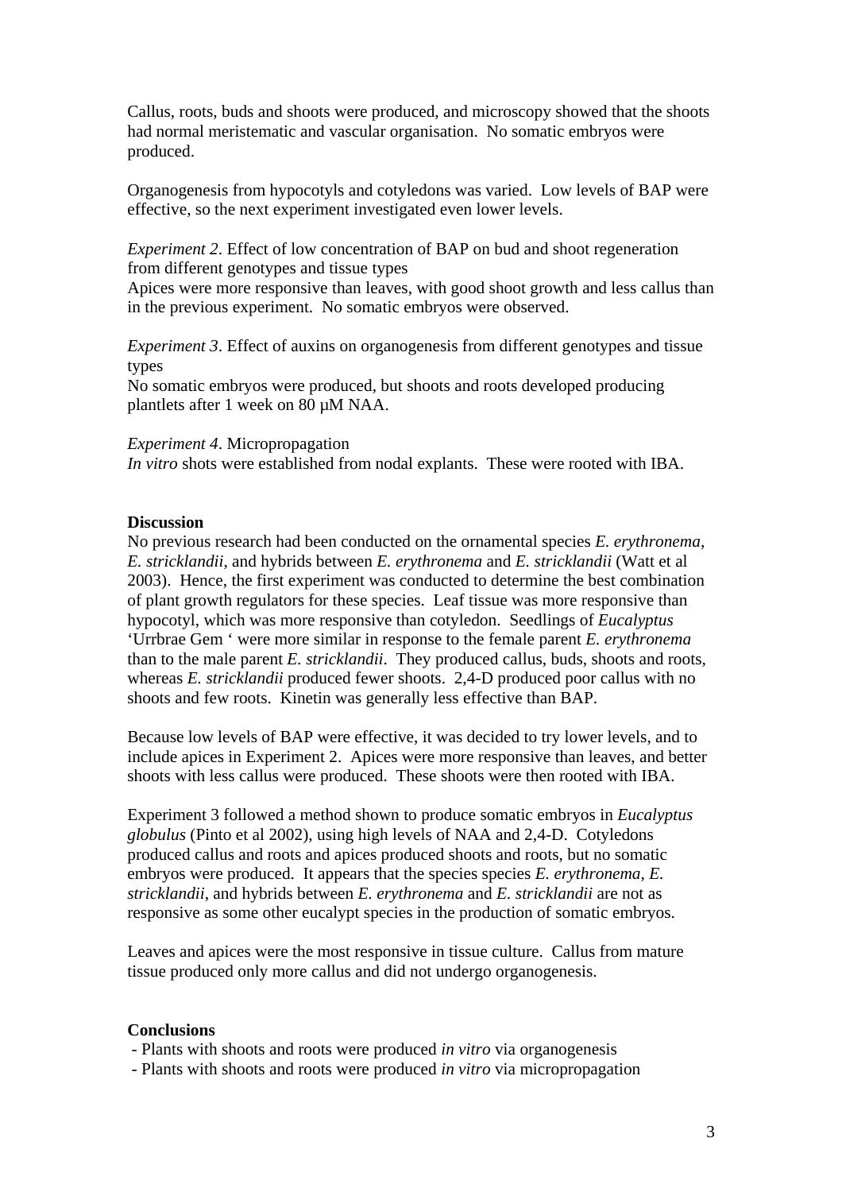Callus, roots, buds and shoots were produced, and microscopy showed that the shoots had normal meristematic and vascular organisation. No somatic embryos were produced.

Organogenesis from hypocotyls and cotyledons was varied. Low levels of BAP were effective, so the next experiment investigated even lower levels.

*Experiment 2*. Effect of low concentration of BAP on bud and shoot regeneration from different genotypes and tissue types
Apices were more responsive than leaves, with good shoot growth and less callus than in the previous experiment. No somatic embryos were observed.

*Experiment 3*. Effect of auxins on organogenesis from different genotypes and tissue types
No somatic embryos were produced, but shoots and roots developed producing plantlets after 1 week on 80 µM NAA.

*Experiment 4*. Micropropagation
*In vitro* shots were established from nodal explants. These were rooted with IBA.

**Discussion**
No previous research had been conducted on the ornamental species *E. erythronema, E. stricklandii*, and hybrids between *E. erythronema* and *E. stricklandii* (Watt et al 2003). Hence, the first experiment was conducted to determine the best combination of plant growth regulators for these species. Leaf tissue was more responsive than hypocotyl, which was more responsive than cotyledon. Seedlings of *Eucalyptus* 'Urrbrae Gem ' were more similar in response to the female parent *E. erythronema* than to the male parent *E. stricklandii*. They produced callus, buds, shoots and roots, whereas *E. stricklandii* produced fewer shoots. 2,4-D produced poor callus with no shoots and few roots. Kinetin was generally less effective than BAP.

Because low levels of BAP were effective, it was decided to try lower levels, and to include apices in Experiment 2. Apices were more responsive than leaves, and better shoots with less callus were produced. These shoots were then rooted with IBA.

Experiment 3 followed a method shown to produce somatic embryos in *Eucalyptus globulus* (Pinto et al 2002), using high levels of NAA and 2,4-D. Cotyledons produced callus and roots and apices produced shoots and roots, but no somatic embryos were produced. It appears that the species species *E. erythronema, E. stricklandii*, and hybrids between *E. erythronema* and *E. stricklandii* are not as responsive as some other eucalypt species in the production of somatic embryos.

Leaves and apices were the most responsive in tissue culture. Callus from mature tissue produced only more callus and did not undergo organogenesis.

**Conclusions**
- Plants with shoots and roots were produced *in vitro* via organogenesis
- Plants with shoots and roots were produced *in vitro* via micropropagation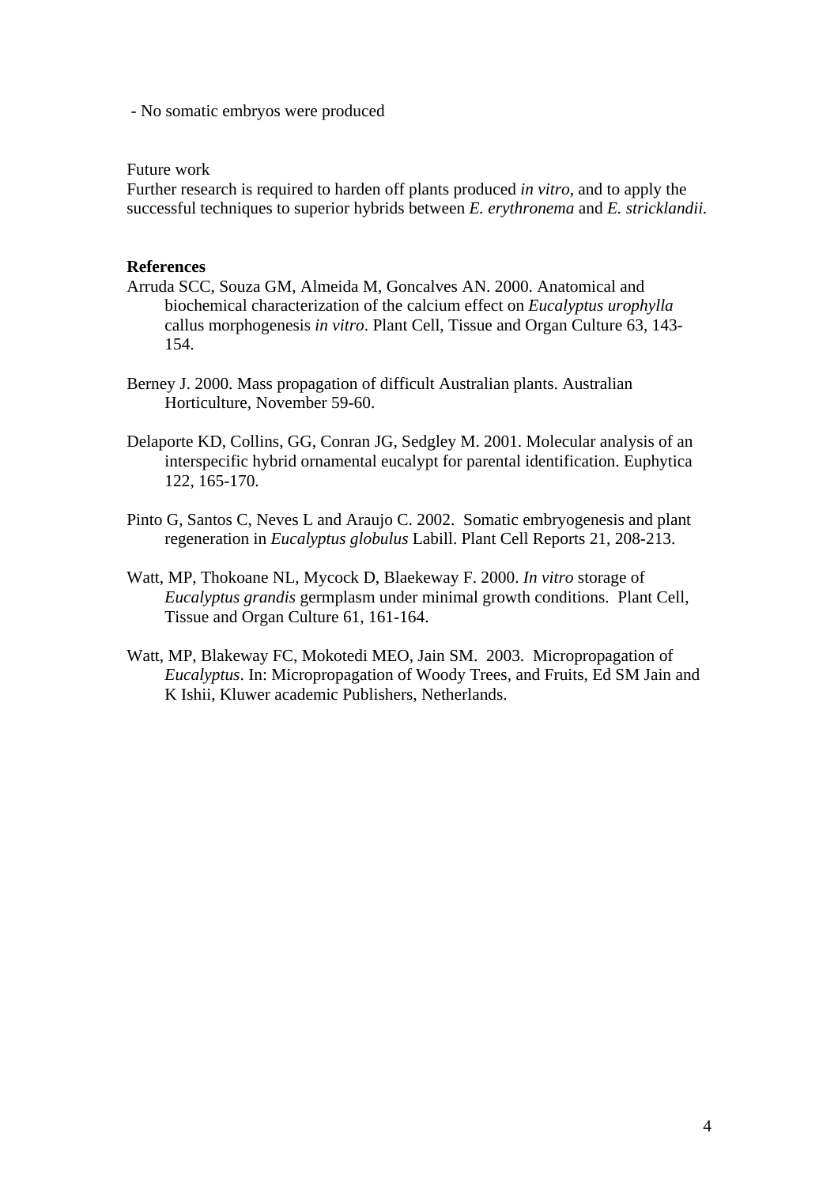- No somatic embryos were produced

Future work

Further research is required to harden off plants produced *in vitro*, and to apply the successful techniques to superior hybrids between *E. erythronema* and *E. stricklandii*.

**References**

Arruda SCC, Souza GM, Almeida M, Goncalves AN. 2000. Anatomical and biochemical characterization of the calcium effect on *Eucalyptus urophylla* callus morphogenesis *in vitro*. Plant Cell, Tissue and Organ Culture 63, 143-154.

Berney J. 2000. Mass propagation of difficult Australian plants. Australian Horticulture, November 59-60.

Delaporte KD, Collins, GG, Conran JG, Sedgley M. 2001. Molecular analysis of an interspecific hybrid ornamental eucalypt for parental identification. Euphytica 122, 165-170.

Pinto G, Santos C, Neves L and Araujo C. 2002. Somatic embryogenesis and plant regeneration in *Eucalyptus globulus* Labill. Plant Cell Reports 21, 208-213.

Watt, MP, Thokoane NL, Mycock D, Blaekeway F. 2000. *In vitro* storage of *Eucalyptus grandis* germplasm under minimal growth conditions. Plant Cell, Tissue and Organ Culture 61, 161-164.

Watt, MP, Blakeway FC, Mokotedi MEO, Jain SM. 2003. Micropropagation of *Eucalyptus*. In: Micropropagation of Woody Trees, and Fruits, Ed SM Jain and K Ishii, Kluwer academic Publishers, Netherlands.